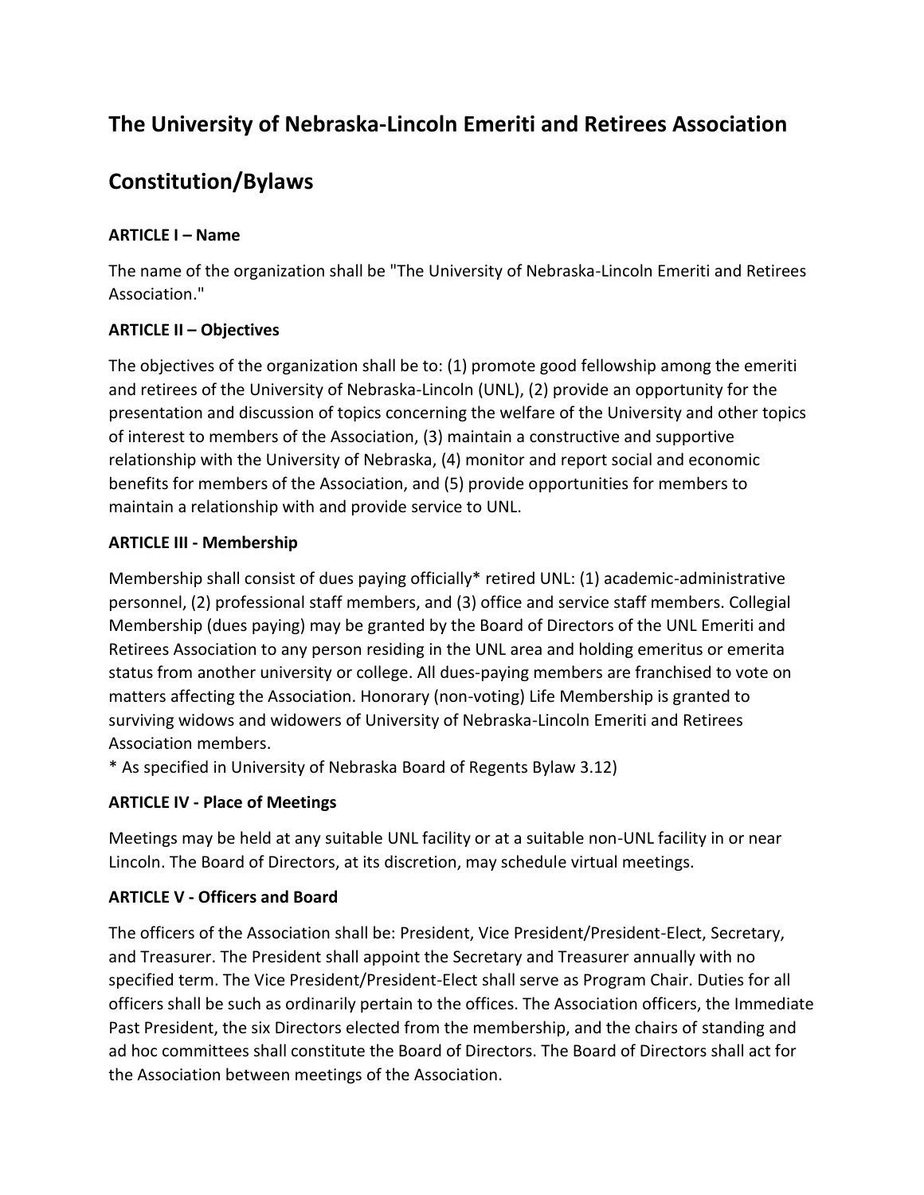# The University of Nebraska-Lincoln Emeriti and Retirees Association

# Constitution/Bylaws

### ARTICLE I – Name

The name of the organization shall be "The University of Nebraska-Lincoln Emeriti and Retirees Association."

### ARTICLE II – Objectives

The objectives of the organization shall be to: (1) promote good fellowship among the emeriti and retirees of the University of Nebraska-Lincoln (UNL), (2) provide an opportunity for the presentation and discussion of topics concerning the welfare of the University and other topics of interest to members of the Association, (3) maintain a constructive and supportive relationship with the University of Nebraska, (4) monitor and report social and economic benefits for members of the Association, and (5) provide opportunities for members to maintain a relationship with and provide service to UNL.

### ARTICLE III - Membership

Membership shall consist of dues paying officially* retired UNL: (1) academic-administrative personnel, (2) professional staff members, and (3) office and service staff members. Collegial Membership (dues paying) may be granted by the Board of Directors of the UNL Emeriti and Retirees Association to any person residing in the UNL area and holding emeritus or emerita status from another university or college. All dues-paying members are franchised to vote on matters affecting the Association. Honorary (non-voting) Life Membership is granted to surviving widows and widowers of University of Nebraska-Lincoln Emeriti and Retirees Association members.

* As specified in University of Nebraska Board of Regents Bylaw 3.12)

### ARTICLE IV - Place of Meetings

Meetings may be held at any suitable UNL facility or at a suitable non-UNL facility in or near Lincoln. The Board of Directors, at its discretion, may schedule virtual meetings.

### ARTICLE V - Officers and Board

The officers of the Association shall be: President, Vice President/President-Elect, Secretary, and Treasurer. The President shall appoint the Secretary and Treasurer annually with no specified term. The Vice President/President-Elect shall serve as Program Chair. Duties for all officers shall be such as ordinarily pertain to the offices. The Association officers, the Immediate Past President, the six Directors elected from the membership, and the chairs of standing and ad hoc committees shall constitute the Board of Directors. The Board of Directors shall act for the Association between meetings of the Association.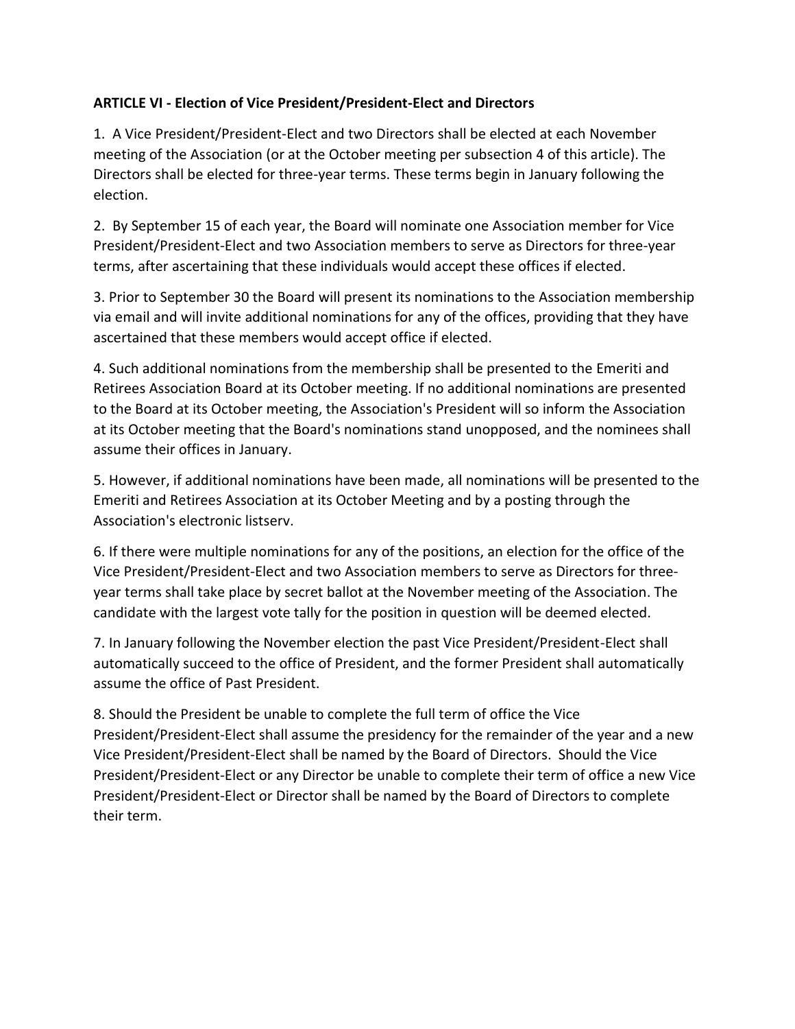**ARTICLE VI - Election of Vice President/President-Elect and Directors**

1. A Vice President/President-Elect and two Directors shall be elected at each November meeting of the Association (or at the October meeting per subsection 4 of this article). The Directors shall be elected for three-year terms. These terms begin in January following the election.

2. By September 15 of each year, the Board will nominate one Association member for Vice President/President-Elect and two Association members to serve as Directors for three-year terms, after ascertaining that these individuals would accept these offices if elected.

3. Prior to September 30 the Board will present its nominations to the Association membership via email and will invite additional nominations for any of the offices, providing that they have ascertained that these members would accept office if elected.

4. Such additional nominations from the membership shall be presented to the Emeriti and Retirees Association Board at its October meeting. If no additional nominations are presented to the Board at its October meeting, the Association's President will so inform the Association at its October meeting that the Board's nominations stand unopposed, and the nominees shall assume their offices in January.

5. However, if additional nominations have been made, all nominations will be presented to the Emeriti and Retirees Association at its October Meeting and by a posting through the Association's electronic listserv.

6. If there were multiple nominations for any of the positions, an election for the office of the Vice President/President-Elect and two Association members to serve as Directors for three-year terms shall take place by secret ballot at the November meeting of the Association. The candidate with the largest vote tally for the position in question will be deemed elected.

7. In January following the November election the past Vice President/President-Elect shall automatically succeed to the office of President, and the former President shall automatically assume the office of Past President.

8. Should the President be unable to complete the full term of office the Vice President/President-Elect shall assume the presidency for the remainder of the year and a new Vice President/President-Elect shall be named by the Board of Directors. Should the Vice President/President-Elect or any Director be unable to complete their term of office a new Vice President/President-Elect or Director shall be named by the Board of Directors to complete their term.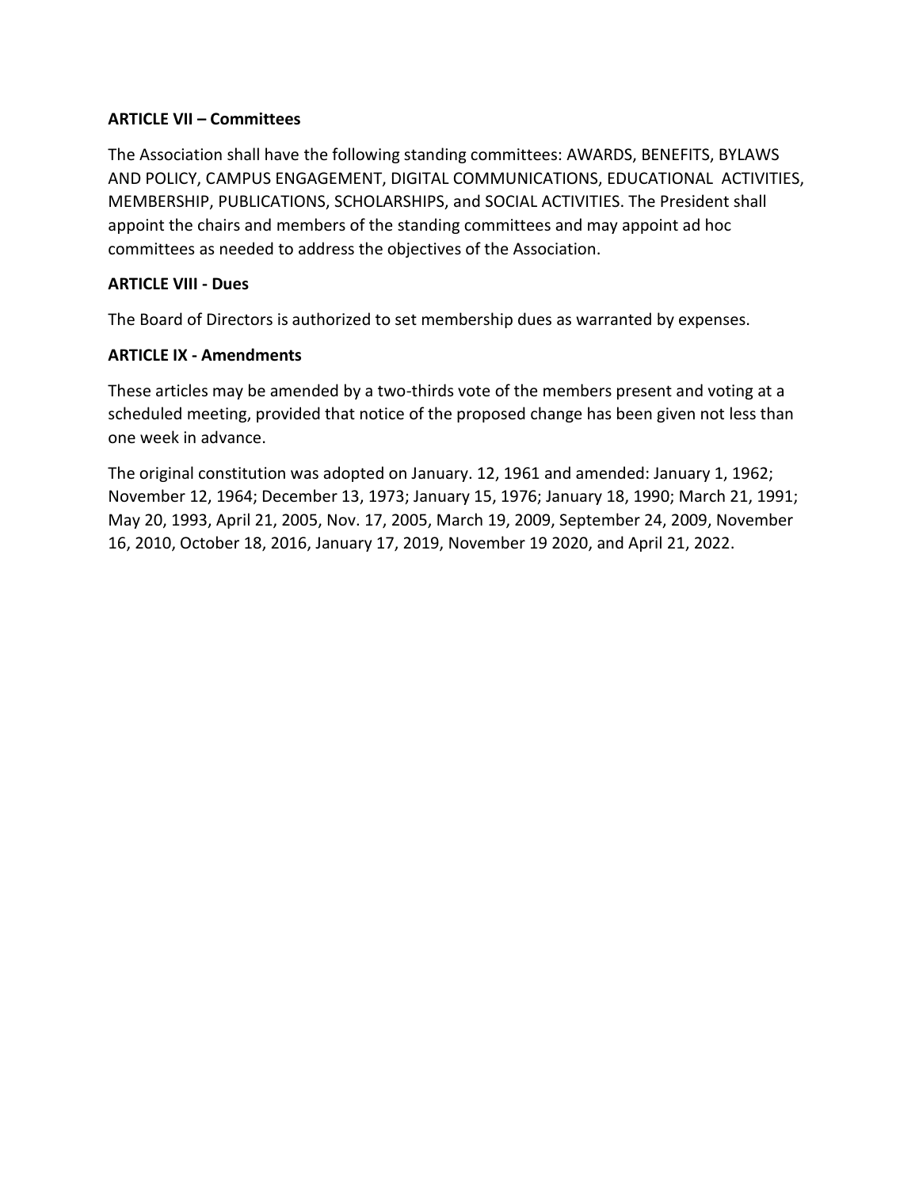**ARTICLE VII – Committees**

The Association shall have the following standing committees: AWARDS, BENEFITS, BYLAWS AND POLICY, CAMPUS ENGAGEMENT, DIGITAL COMMUNICATIONS, EDUCATIONAL ACTIVITIES, MEMBERSHIP, PUBLICATIONS, SCHOLARSHIPS, and SOCIAL ACTIVITIES. The President shall appoint the chairs and members of the standing committees and may appoint ad hoc committees as needed to address the objectives of the Association.

**ARTICLE VIII - Dues**

The Board of Directors is authorized to set membership dues as warranted by expenses.

**ARTICLE IX - Amendments**

These articles may be amended by a two-thirds vote of the members present and voting at a scheduled meeting, provided that notice of the proposed change has been given not less than one week in advance.

The original constitution was adopted on January. 12, 1961 and amended: January 1, 1962; November 12, 1964; December 13, 1973; January 15, 1976; January 18, 1990; March 21, 1991; May 20, 1993, April 21, 2005, Nov. 17, 2005, March 19, 2009, September 24, 2009, November 16, 2010, October 18, 2016, January 17, 2019, November 19 2020, and April 21, 2022.